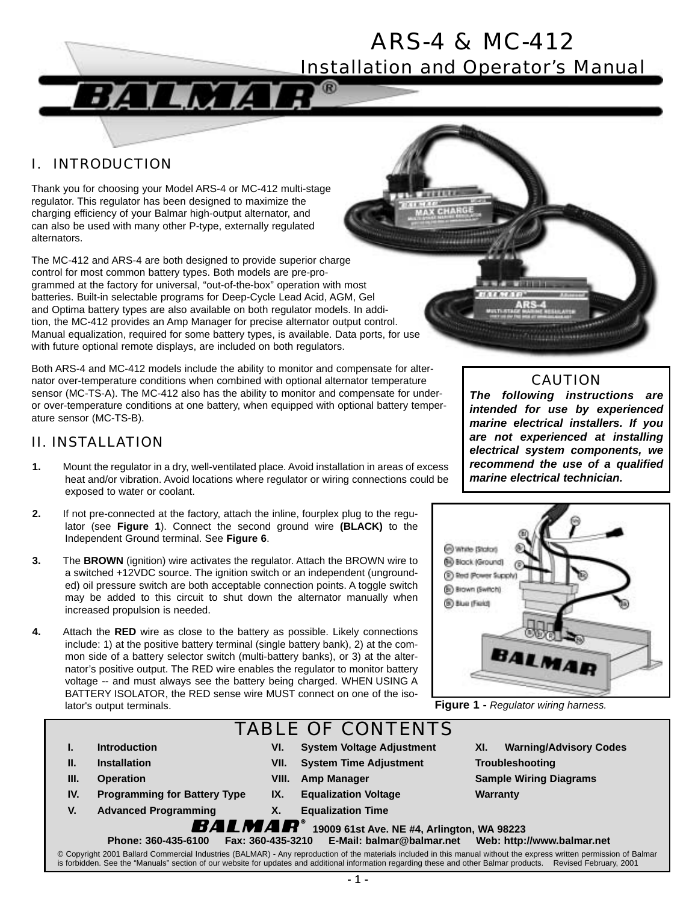# ARS-4 & MC-412

## Installation and Operator's Manual

## I. INTRODUCTION

Thank you for choosing your Model ARS-4 or MC-412 multi-stage regulator. This regulator has been designed to maximize the charging efficiency of your Balmar high-output alternator, and can also be used with many other P-type, externally regulated alternators.

The MC-412 and ARS-4 are both designed to provide superior charge control for most common battery types. Both models are pre-programmed at the factory for universal, "out-of-the-box" operation with most batteries. Built-in selectable programs for Deep-Cycle Lead Acid, AGM, Gel and Optima battery types are also available on both regulator models. In addition, the MC-412 provides an Amp Manager for precise alternator output control. Manual equalization, required for some battery types, is available. Data ports, for use with future optional remote displays, are included on both regulators.

Both ARS-4 and MC-412 models include the ability to monitor and compensate for alternator over-temperature conditions when combined with optional alternator temperature sensor (MC-TS-A). The MC-412 also has the ability to monitor and compensate for under- or over-temperature conditions at one battery, when equipped with optional battery temperature sensor (MC-TS-B).

> **CAUTION**
>
> ***The following instructions are intended for use by experienced marine electrical installers. If you are not experienced at installing electrical system components, we recommend the use of a qualified marine electrical technician.***

## II. INSTALLATION

1. Mount the regulator in a dry, well-ventilated place. Avoid installation in areas of excess heat and/or vibration. Avoid locations where regulator or wiring connections could be exposed to water or coolant.

2. If not pre-connected at the factory, attach the inline, fourplex plug to the regulator (see **Figure 1**). Connect the second ground wire **(BLACK)** to the Independent Ground terminal. See **Figure 6**.

3. The **BROWN** (ignition) wire activates the regulator. Attach the BROWN wire to a switched +12VDC source. The ignition switch or an independent (ungrounded) oil pressure switch are both acceptable connection points. A toggle switch may be added to this circuit to shut down the alternator manually when increased propulsion is needed.

4. Attach the **RED** wire as close to the battery as possible. Likely connections include: 1) at the positive battery terminal (single battery bank), 2) at the common side of a battery selector switch (multi-battery banks), or 3) at the alternator's positive output. The RED wire enables the regulator to monitor battery voltage -- and must always see the battery being charged. WHEN USING A BATTERY ISOLATOR, the RED sense wire MUST connect on one of the isolator's output terminals.

(W) White (Stator)
(Bk) Black (Ground)
(R) Red (Power Supply)
(Br) Brown (Switch)
(Bl) Blue (Field)

**Figure 1 -** *Regulator wiring harness.*

## TABLE OF CONTENTS

| | | | | |
|---|---|---|---|---|
| **I.** | **Introduction** | **VI.** | **System Voltage Adjustment** | **XI. Warning/Advisory Codes** |
| **II.** | **Installation** | **VII.** | **System Time Adjustment** | **Troubleshooting** |
| **III.** | **Operation** | **VIII.** | **Amp Manager** | **Sample Wiring Diagrams** |
| **IV.** | **Programming for Battery Type** | **IX.** | **Equalization Voltage** | **Warranty** |
| **V.** | **Advanced Programming** | **X.** | **Equalization Time** | |

**BALMAR® 19009 61st Ave. NE #4, Arlington, WA 98223**

**Phone: 360-435-6100 Fax: 360-435-3210 E-Mail: balmar@balmar.net Web: http://www.balmar.net**

© Copyright 2001 Ballard Commercial Industries (BALMAR) - Any reproduction of the materials included in this manual without the express written permission of Balmar is forbidden. See the "Manuals" section of our website for updates and additional information regarding these and other Balmar products. Revised February, 2001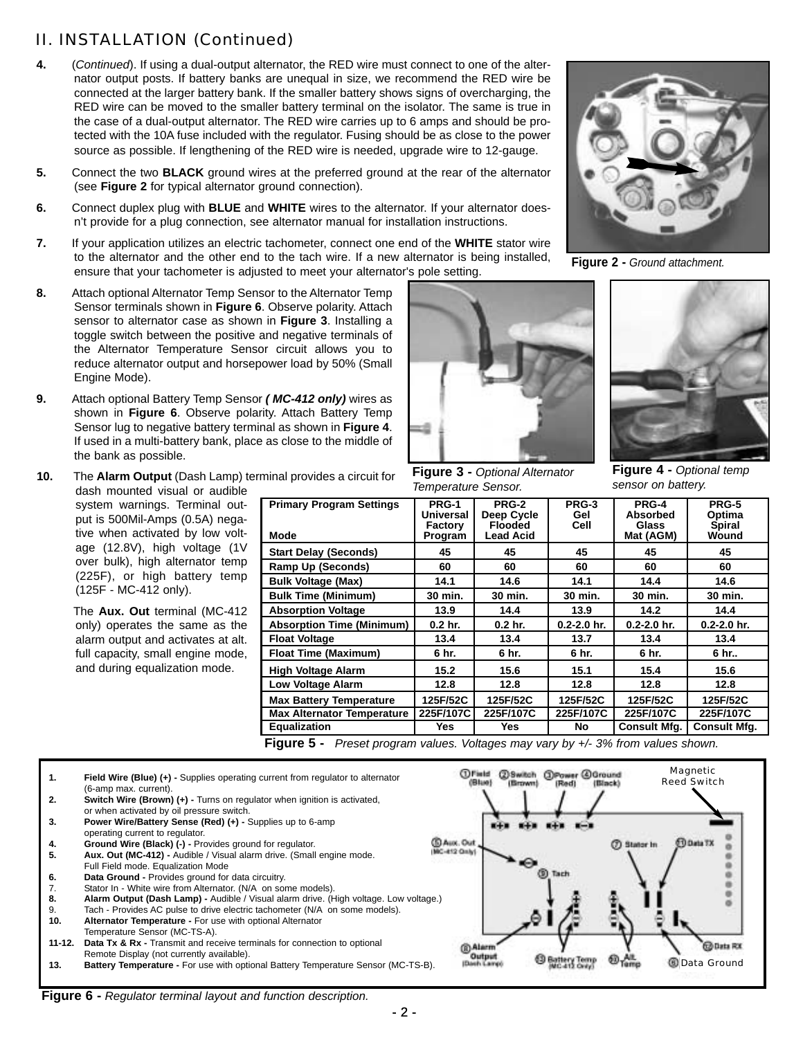## II. INSTALLATION (Continued)

4. (*Continued*). If using a dual-output alternator, the RED wire must connect to one of the alternator output posts. If battery banks are unequal in size, we recommend the RED wire be connected at the larger battery bank. If the smaller battery shows signs of overcharging, the RED wire can be moved to the smaller battery terminal on the isolator. The same is true in the case of a dual-output alternator. The RED wire carries up to 6 amps and should be protected with the 10A fuse included with the regulator. Fusing should be as close to the power source as possible. If lengthening of the RED wire is needed, upgrade wire to 12-gauge.

5. Connect the two **BLACK** ground wires at the preferred ground at the rear of the alternator (see **Figure 2** for typical alternator ground connection).

6. Connect duplex plug with **BLUE** and **WHITE** wires to the alternator. If your alternator doesn't provide for a plug connection, see alternator manual for installation instructions.

7. If your application utilizes an electric tachometer, connect one end of the **WHITE** stator wire to the alternator and the other end to the tach wire. If a new alternator is being installed, ensure that your tachometer is adjusted to meet your alternator's pole setting.

**Figure 2 -** *Ground attachment.*

8. Attach optional Alternator Temp Sensor to the Alternator Temp Sensor terminals shown in **Figure 6**. Observe polarity. Attach sensor to alternator case as shown in **Figure 3**. Installing a toggle switch between the positive and negative terminals of the Alternator Temperature Sensor circuit allows you to reduce alternator output and horsepower load by 50% (Small Engine Mode).

9. Attach optional Battery Temp Sensor ***( MC-412 only)*** wires as shown in **Figure 6**. Observe polarity. Attach Battery Temp Sensor lug to negative battery terminal as shown in **Figure 4**. If used in a multi-battery bank, place as close to the middle of the bank as possible.

**Figure 3 -** *Optional Alternator Temperature Sensor.*

**Figure 4 -** *Optional temp sensor on battery.*

10. The **Alarm Output** (Dash Lamp) terminal provides a circuit for dash mounted visual or audible system warnings. Terminal output is 500Mil-Amps (0.5A) negative when activated by low voltage (12.8V), high voltage (1V over bulk), high alternator temp (225F), or high battery temp (125F - MC-412 only).

    The **Aux. Out** terminal (MC-412 only) operates the same as the alarm output and activates at alt. full capacity, small engine mode, and during equalization mode.

| Primary Program Settings Mode | PRG-1 Universal Factory Program | PRG-2 Deep Cycle Flooded Lead Acid | PRG-3 Gel Cell | PRG-4 Absorbed Glass Mat (AGM) | PRG-5 Optima Spiral Wound |
|---|---|---|---|---|---|
| Start Delay (Seconds) | 45 | 45 | 45 | 45 | 45 |
| Ramp Up (Seconds) | 60 | 60 | 60 | 60 | 60 |
| Bulk Voltage (Max) | 14.1 | 14.6 | 14.1 | 14.4 | 14.6 |
| Bulk Time (Minimum) | 30 min. | 30 min. | 30 min. | 30 min. | 30 min. |
| Absorption Voltage | 13.9 | 14.4 | 13.9 | 14.2 | 14.4 |
| Absorption Time (Minimum) | 0.2 hr. | 0.2 hr. | 0.2-2.0 hr. | 0.2-2.0 hr. | 0.2-2.0 hr. |
| Float Voltage | 13.4 | 13.4 | 13.7 | 13.4 | 13.4 |
| Float Time (Maximum) | 6 hr. | 6 hr. | 6 hr. | 6 hr. | 6 hr.. |
| High Voltage Alarm | 15.2 | 15.6 | 15.1 | 15.4 | 15.6 |
| Low Voltage Alarm | 12.8 | 12.8 | 12.8 | 12.8 | 12.8 |
| Max Battery Temperature | 125F/52C | 125F/52C | 125F/52C | 125F/52C | 125F/52C |
| Max Alternator Temperature | 225F/107C | 225F/107C | 225F/107C | 225F/107C | 225F/107C |
| Equalization | Yes | Yes | No | Consult Mfg. | Consult Mfg. |

**Figure 5 -** *Preset program values. Voltages may vary by +/- 3% from values shown.*

1. **Field Wire (Blue) (+) -** Supplies operating current from regulator to alternator (6-amp max. current).
2. **Switch Wire (Brown) (+) -** Turns on regulator when ignition is activated, or when activated by oil pressure switch.
3. **Power Wire/Battery Sense (Red) (+) -** Supplies up to 6-amp operating current to regulator.
4. **Ground Wire (Black) (-) -** Provides ground for regulator.
5. **Aux. Out (MC-412) -** Audible / Visual alarm drive. (Small engine mode. Full Field mode. Equalization Mode
6. **Data Ground -** Provides ground for data circuitry.
7. Stator In - White wire from Alternator. (N/A on some models).
8. **Alarm Output (Dash Lamp) -** Audible / Visual alarm drive. (High voltage. Low voltage.)
9. Tach - Provides AC pulse to drive electric tachometer (N/A on some models).
10. **Alternator Temperature -** For use with optional Alternator Temperature Sensor (MC-TS-A).

11-12. **Data Tx & Rx -** Transmit and receive terminals for connection to optional Remote Display (not currently available).

13. **Battery Temperature -** For use with optional Battery Temperature Sensor (MC-TS-B).

**Figure 6 -** *Regulator terminal layout and function description.*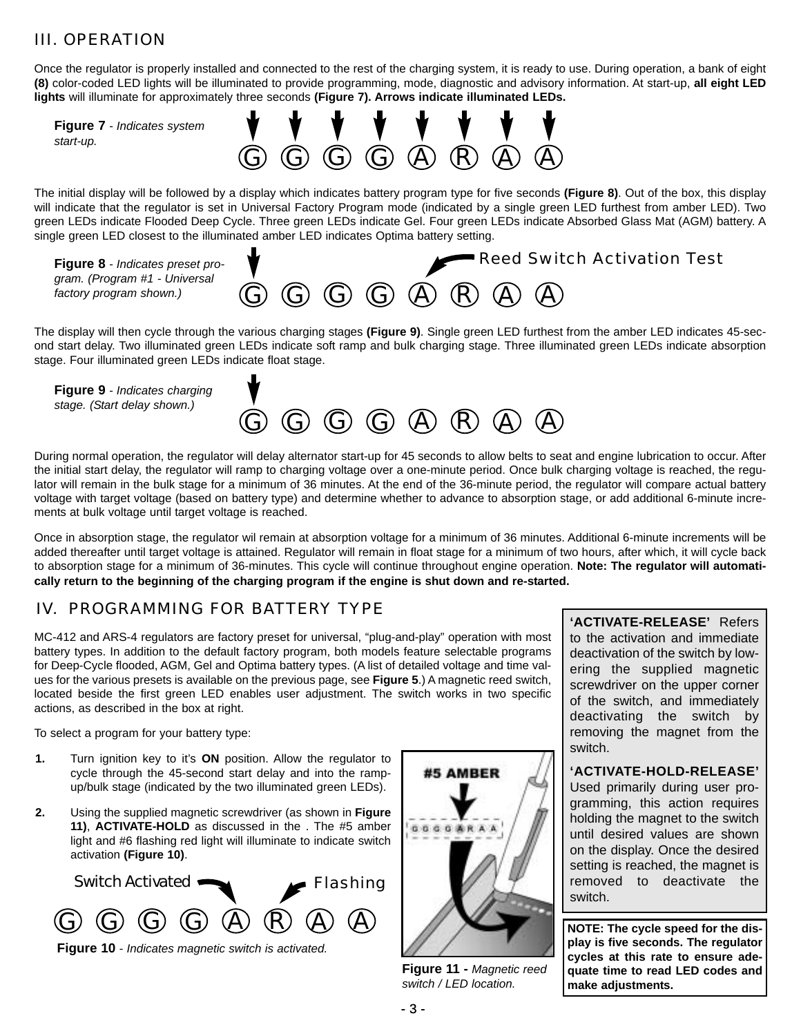## III. OPERATION

Once the regulator is properly installed and connected to the rest of the charging system, it is ready to use. During operation, a bank of eight **(8)** color-coded LED lights will be illuminated to provide programming, mode, diagnostic and advisory information. At start-up, **all eight LED lights** will illuminate for approximately three seconds **(Figure 7). Arrows indicate illuminated LEDs.**

**Figure 7** - *Indicates system start-up.*

G G G G A R A A

The initial display will be followed by a display which indicates battery program type for five seconds **(Figure 8)**. Out of the box, this display will indicate that the regulator is set in Universal Factory Program mode (indicated by a single green LED furthest from amber LED). Two green LEDs indicate Flooded Deep Cycle. Three green LEDs indicate Gel. Four green LEDs indicate Absorbed Glass Mat (AGM) battery. A single green LED closest to the illuminated amber LED indicates Optima battery setting.

**Figure 8** - *Indicates preset program. (Program #1 - Universal factory program shown.)*

Reed Switch Activation Test

G G G G A R A A

The display will then cycle through the various charging stages **(Figure 9)**. Single green LED furthest from the amber LED indicates 45-second start delay. Two illuminated green LEDs indicate soft ramp and bulk charging stage. Three illuminated green LEDs indicate absorption stage. Four illuminated green LEDs indicate float stage.

**Figure 9** - *Indicates charging stage. (Start delay shown.)*

G G G G A R A A

During normal operation, the regulator will delay alternator start-up for 45 seconds to allow belts to seat and engine lubrication to occur. After the initial start delay, the regulator will ramp to charging voltage over a one-minute period. Once bulk charging voltage is reached, the regulator will remain in the bulk stage for a minimum of 36 minutes. At the end of the 36-minute period, the regulator will compare actual battery voltage with target voltage (based on battery type) and determine whether to advance to absorption stage, or add additional 6-minute increments at bulk voltage until target voltage is reached.

Once in absorption stage, the regulator wil remain at absorption voltage for a minimum of 36 minutes. Additional 6-minute increments will be added thereafter until target voltage is attained. Regulator will remain in float stage for a minimum of two hours, after which, it will cycle back to absorption stage for a minimum of 36-minutes. This cycle will continue throughout engine operation. **Note: The regulator will automatically return to the beginning of the charging program if the engine is shut down and re-started.**

## IV. PROGRAMMING FOR BATTERY TYPE

MC-412 and ARS-4 regulators are factory preset for universal, "plug-and-play" operation with most battery types. In addition to the default factory program, both models feature selectable programs for Deep-Cycle flooded, AGM, Gel and Optima battery types. (A list of detailed voltage and time values for the various presets is available on the previous page, see **Figure 5**.) A magnetic reed switch, located beside the first green LED enables user adjustment. The switch works in two specific actions, as described in the box at right.

To select a program for your battery type:

1. Turn ignition key to it's **ON** position. Allow the regulator to cycle through the 45-second start delay and into the ramp-up/bulk stage (indicated by the two illuminated green LEDs).
2. Using the supplied magnetic screwdriver (as shown in **Figure 11)**, **ACTIVATE-HOLD** as discussed in the . The #5 amber light and #6 flashing red light will illuminate to indicate switch activation **(Figure 10)**.

Switch Activated — Flashing

G G G G A R A A

**Figure 10** - *Indicates magnetic switch is activated.*

#5 AMBER

G G G G A R A A

**Figure 11 -** *Magnetic reed switch / LED location.*

**'ACTIVATE-RELEASE'** Refers to the activation and immediate deactivation of the switch by lowering the supplied magnetic screwdriver on the upper corner of the switch, and immediately deactivating the switch by removing the magnet from the switch.

**'ACTIVATE-HOLD-RELEASE'** Used primarily during user programming, this action requires holding the magnet to the switch until desired values are shown on the display. Once the desired setting is reached, the magnet is removed to deactivate the switch.

**NOTE: The cycle speed for the display is five seconds. The regulator cycles at this rate to ensure adequate time to read LED codes and make adjustments.**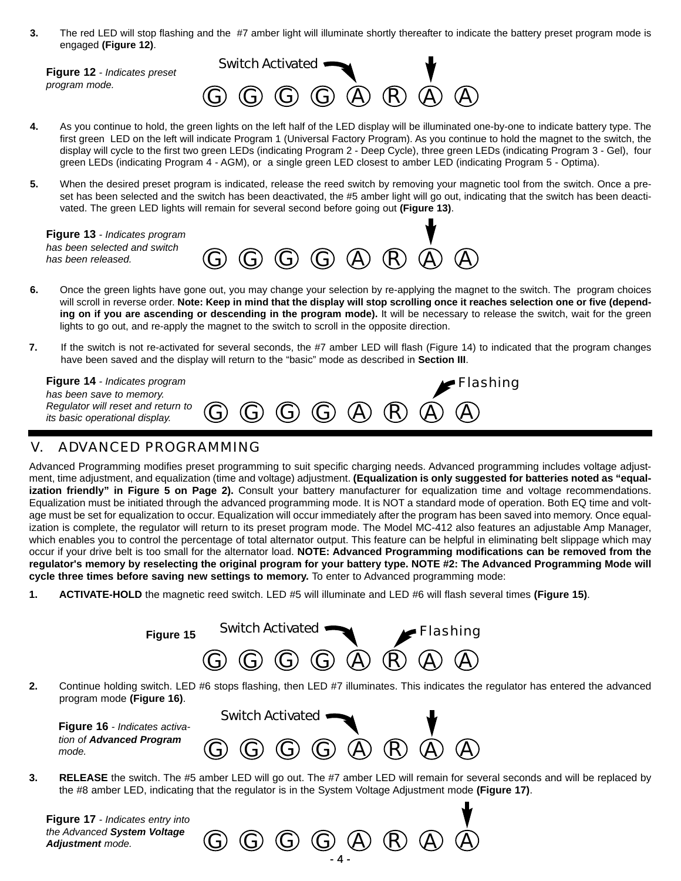3. The red LED will stop flashing and the #7 amber light will illuminate shortly thereafter to indicate the battery preset program mode is engaged **(Figure 12)**.

**Figure 12** - *Indicates preset program mode.*

Switch Activated

G G G G A R A A

4. As you continue to hold, the green lights on the left half of the LED display will be illuminated one-by-one to indicate battery type. The first green LED on the left will indicate Program 1 (Universal Factory Program). As you continue to hold the magnet to the switch, the display will cycle to the first two green LEDs (indicating Program 2 - Deep Cycle), three green LEDs (indicating Program 3 - Gel), four green LEDs (indicating Program 4 - AGM), or a single green LED closest to amber LED (indicating Program 5 - Optima).

5. When the desired preset program is indicated, release the reed switch by removing your magnetic tool from the switch. Once a pre-set has been selected and the switch has been deactivated, the #5 amber light will go out, indicating that the switch has been deactivated. The green LED lights will remain for several second before going out **(Figure 13)**.

**Figure 13** - *Indicates program has been selected and switch has been released.*

G G G G A R A A

6. Once the green lights have gone out, you may change your selection by re-applying the magnet to the switch. The program choices will scroll in reverse order. **Note: Keep in mind that the display will stop scrolling once it reaches selection one or five (depending on if you are ascending or descending in the program mode).** It will be necessary to release the switch, wait for the green lights to go out, and re-apply the magnet to the switch to scroll in the opposite direction.

7. If the switch is not re-activated for several seconds, the #7 amber LED will flash (Figure 14) to indicated that the program changes have been saved and the display will return to the "basic" mode as described in **Section III**.

**Figure 14** - *Indicates program has been save to memory. Regulator will reset and return to its basic operational display.*

Flashing

G G G G A R A A

## V. ADVANCED PROGRAMMING

Advanced Programming modifies preset programming to suit specific charging needs. Advanced programming includes voltage adjustment, time adjustment, and equalization (time and voltage) adjustment. **(Equalization is only suggested for batteries noted as "equalization friendly" in Figure 5 on Page 2).** Consult your battery manufacturer for equalization time and voltage recommendations. Equalization must be initiated through the advanced programming mode. It is NOT a standard mode of operation. Both EQ time and voltage must be set for equalization to occur. Equalization will occur immediately after the program has been saved into memory. Once equalization is complete, the regulator will return to its preset program mode. The Model MC-412 also features an adjustable Amp Manager, which enables you to control the percentage of total alternator output. This feature can be helpful in eliminating belt slippage which may occur if your drive belt is too small for the alternator load. **NOTE: Advanced Programming modifications can be removed from the regulator's memory by reselecting the original program for your battery type. NOTE #2: The Advanced Programming Mode will cycle three times before saving new settings to memory.** To enter to Advanced programming mode:

1. **ACTIVATE-HOLD** the magnetic reed switch. LED #5 will illuminate and LED #6 will flash several times **(Figure 15)**.

**Figure 15**

Switch Activated Flashing

G G G G A R A A

2. Continue holding switch. LED #6 stops flashing, then LED #7 illuminates. This indicates the regulator has entered the advanced program mode **(Figure 16)**.

**Figure 16** - *Indicates activation of **Advanced Program** mode.*

Switch Activated

G G G G A R A A

3. **RELEASE** the switch. The #5 amber LED will go out. The #7 amber LED will remain for several seconds and will be replaced by the #8 amber LED, indicating that the regulator is in the System Voltage Adjustment mode **(Figure 17)**.

**Figure 17** - *Indicates entry into the Advanced **System Voltage Adjustment** mode.*

G G G G A R A A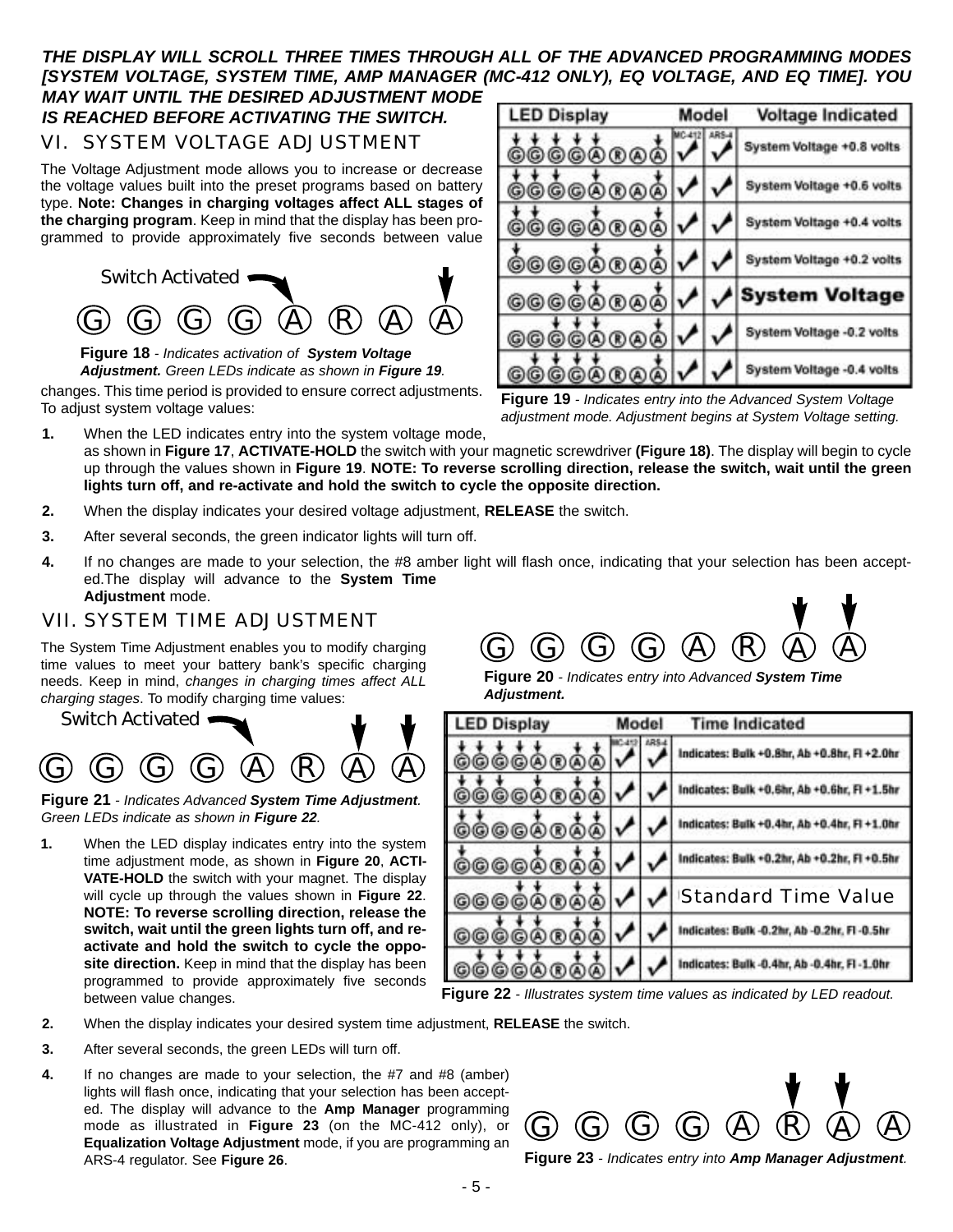***THE DISPLAY WILL SCROLL THREE TIMES THROUGH ALL OF THE ADVANCED PROGRAMMING MODES [SYSTEM VOLTAGE, SYSTEM TIME, AMP MANAGER (MC-412 ONLY), EQ VOLTAGE, AND EQ TIME]. YOU MAY WAIT UNTIL THE DESIRED ADJUSTMENT MODE IS REACHED BEFORE ACTIVATING THE SWITCH.***

## VI. SYSTEM VOLTAGE ADJUSTMENT

The Voltage Adjustment mode allows you to increase or decrease the voltage values built into the preset programs based on battery type. **Note: Changes in charging voltages affect ALL stages of the charging program**. Keep in mind that the display has been programmed to provide approximately five seconds between value changes. This time period is provided to ensure correct adjustments. To adjust system voltage values:

Switch Activated

G G G G A R A A

**Figure 18** - *Indicates activation of* ***System Voltage Adjustment.*** *Green LEDs indicate as shown in* ***Figure 19****.*

| LED Display | Model MC-412 | Model ARS-4 | Voltage Indicated |
|---|---|---|---|
| GGGGARAA | ✓ | ✓ | System Voltage +0.8 volts |
| GGGGARAA | ✓ | ✓ | System Voltage +0.6 volts |
| GGGGARAA | ✓ | ✓ | System Voltage +0.4 volts |
| GGGGARAA | ✓ | ✓ | System Voltage +0.2 volts |
| GGGGARAA | ✓ | ✓ | **System Voltage** |
| GGGGARAA | ✓ | ✓ | System Voltage -0.2 volts |
| GGGGARAA | ✓ | ✓ | System Voltage -0.4 volts |

**Figure 19** - *Indicates entry into the Advanced System Voltage adjustment mode. Adjustment begins at System Voltage setting.*

1. When the LED indicates entry into the system voltage mode, as shown in **Figure 17**, **ACTIVATE-HOLD** the switch with your magnetic screwdriver **(Figure 18)**. The display will begin to cycle up through the values shown in **Figure 19**. **NOTE: To reverse scrolling direction, release the switch, wait until the green lights turn off, and re-activate and hold the switch to cycle the opposite direction.**
2. When the display indicates your desired voltage adjustment, **RELEASE** the switch.
3. After several seconds, the green indicator lights will turn off.
4. If no changes are made to your selection, the #8 amber light will flash once, indicating that your selection has been accepted.The display will advance to the **System Time Adjustment** mode.

## VII. SYSTEM TIME ADJUSTMENT

The System Time Adjustment enables you to modify charging time values to meet your battery bank's specific charging needs. Keep in mind, *changes in charging times affect ALL charging stages*. To modify charging time values:

G G G G A R A A

**Figure 20** - *Indicates entry into Advanced* ***System Time Adjustment.***

Switch Activated

G G G G A R A A

**Figure 21** - *Indicates Advanced* ***System Time Adjustment****. Green LEDs indicate as shown in* ***Figure 22****.*

| LED Display | Model MC-412 | Model ARS-4 | Time Indicated |
|---|---|---|---|
| GGGGARAA | ✓ | ✓ | Indicates: Bulk +0.8hr, Ab +0.8hr, Fl +2.0hr |
| GGGGARAA | ✓ | ✓ | Indicates: Bulk +0.6hr, Ab +0.6hr, Fl +1.5hr |
| GGGGARAA | ✓ | ✓ | Indicates: Bulk +0.4hr, Ab +0.4hr, Fl +1.0hr |
| GGGGARAA | ✓ | ✓ | Indicates: Bulk +0.2hr, Ab +0.2hr, Fl +0.5hr |
| GGGGARAA | ✓ | ✓ | Standard Time Value |
| GGGGARAA | ✓ | ✓ | Indicates: Bulk -0.2hr, Ab -0.2hr, Fl -0.5hr |
| GGGGARAA | ✓ | ✓ | Indicates: Bulk -0.4hr, Ab -0.4hr, Fl -1.0hr |

**Figure 22** - *Illustrates system time values as indicated by LED readout.*

1. When the LED display indicates entry into the system time adjustment mode, as shown in **Figure 20**, **ACTIVATE-HOLD** the switch with your magnet. The display will cycle up through the values shown in **Figure 22**. **NOTE: To reverse scrolling direction, release the switch, wait until the green lights turn off, and re-activate and hold the switch to cycle the opposite direction.** Keep in mind that the display has been programmed to provide approximately five seconds between value changes.
2. When the display indicates your desired system time adjustment, **RELEASE** the switch.
3. After several seconds, the green LEDs will turn off.
4. If no changes are made to your selection, the #7 and #8 (amber) lights will flash once, indicating that your selection has been accepted. The display will advance to the **Amp Manager** programming mode as illustrated in **Figure 23** (on the MC-412 only), or **Equalization Voltage Adjustment** mode, if you are programming an ARS-4 regulator. See **Figure 26**.

G G G G A R A A

**Figure 23** - *Indicates entry into* ***Amp Manager Adjustment****.*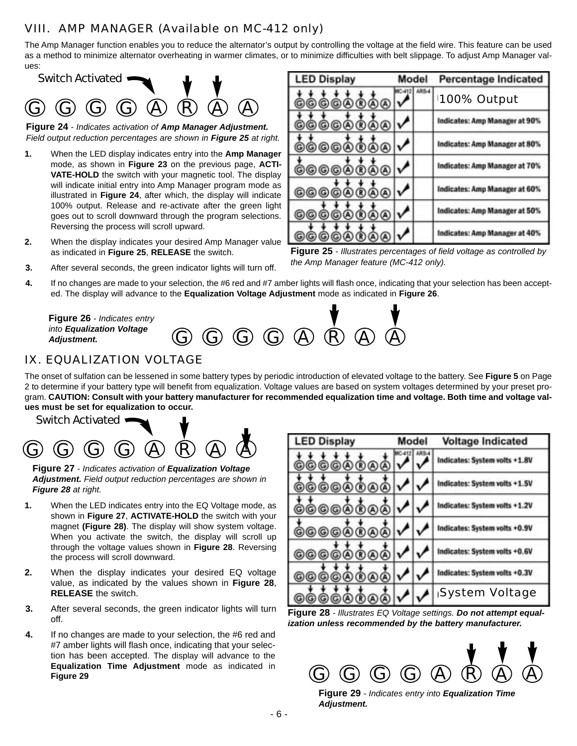## VIII. AMP MANAGER (Available on MC-412 only)

The Amp Manager function enables you to reduce the alternator's output by controlling the voltage at the field wire. This feature can be used as a method to minimize alternator overheating in warmer climates, or to minimize difficulties with belt slippage. To adjust Amp Manager values:

Switch Activated

G G G G A R A A

**Figure 24** - *Indicates activation of* ***Amp Manager Adjustment.*** *Field output reduction percentages are shown in* ***Figure 25*** *at right.*

| LED Display | Model MC-412 | Model ARS-4 | Percentage Indicated |
|---|---|---|---|
| G G G G A R A A | ✓ | | 100% Output |
| G G G G A R A A | ✓ | | Indicates: Amp Manager at 90% |
| G G G G A R A A | ✓ | | Indicates: Amp Manager at 80% |
| G G G G A R A A | ✓ | | Indicates: Amp Manager at 70% |
| G G G G A R A A | ✓ | | Indicates: Amp Manager at 60% |
| G G G G A R A A | ✓ | | Indicates: Amp Manager at 50% |
| G G G G A R A A | ✓ | | Indicates: Amp Manager at 40% |

**Figure 25** - *Illustrates percentages of field voltage as controlled by the Amp Manager feature (MC-412 only).*

1. When the LED display indicates entry into the **Amp Manager** mode, as shown in **Figure 23** on the previous page, **ACTIVATE-HOLD** the switch with your magnetic tool. The display will indicate initial entry into Amp Manager program mode as illustrated in **Figure 24**, after which, the display will indicate 100% output. Release and re-activate after the green light goes out to scroll downward through the program selections. Reversing the process will scroll upward.
2. When the display indicates your desired Amp Manager value as indicated in **Figure 25**, **RELEASE** the switch.
3. After several seconds, the green indicator lights will turn off.
4. If no changes are made to your selection, the #6 red and #7 amber lights will flash once, indicating that your selection has been accepted. The display will advance to the **Equalization Voltage Adjustment** mode as indicated in **Figure 26**.

**Figure 26** - *Indicates entry into* ***Equalization Voltage Adjustment.***

G G G G A R A A

## IX. EQUALIZATION VOLTAGE

The onset of sulfation can be lessened in some battery types by periodic introduction of elevated voltage to the battery. See **Figure 5** on Page 2 to determine if your battery type will benefit from equalization. Voltage values are based on system voltages determined by your preset program. **CAUTION: Consult with your battery manufacturer for recommended equalization time and voltage. Both time and voltage values must be set for equalization to occur.**

Switch Activated

G G G G A R A A

**Figure 27** - *Indicates activation of* ***Equalization Voltage Adjustment.*** *Field output reduction percentages are shown in* ***Figure 28*** *at right.*

| LED Display | Model MC-412 | Model ARS-4 | Voltage Indicated |
|---|---|---|---|
| G G G G A R A A | ✓ | ✓ | Indicates: System volts +1.8V |
| G G G G A R A A | ✓ | ✓ | Indicates: System volts +1.5V |
| G G G G A R A A | ✓ | ✓ | Indicates: System volts +1.2V |
| G G G G A R A A | ✓ | ✓ | Indicates: System volts +0.9V |
| G G G G A R A A | ✓ | ✓ | Indicates: System volts +0.6V |
| G G G G A R A A | ✓ | ✓ | Indicates: System volts +0.3V |
| G G G G A R A A | ✓ | ✓ | System Voltage |

**Figure 28** - *Illustrates EQ Voltage settings.* ***Do not attempt equalization unless recommended by the battery manufacturer.***

1. When the LED indicates entry into the EQ Voltage mode, as shown in **Figure 27**, **ACTIVATE-HOLD** the switch with your magnet **(Figure 28)**. The display will show system voltage. When you activate the switch, the display will scroll up through the voltage values shown in **Figure 28**. Reversing the process will scroll downward.
2. When the display indicates your desired EQ voltage value, as indicated by the values shown in **Figure 28**, **RELEASE** the switch.
3. After several seconds, the green indicator lights will turn off.
4. If no changes are made to your selection, the #6 red and #7 amber lights will flash once, indicating that your selection has been accepted. The display will advance to the **Equalization Time Adjustment** mode as indicated in **Figure 29**

G G G G A R A A

**Figure 29** - *Indicates entry into* ***Equalization Time Adjustment.***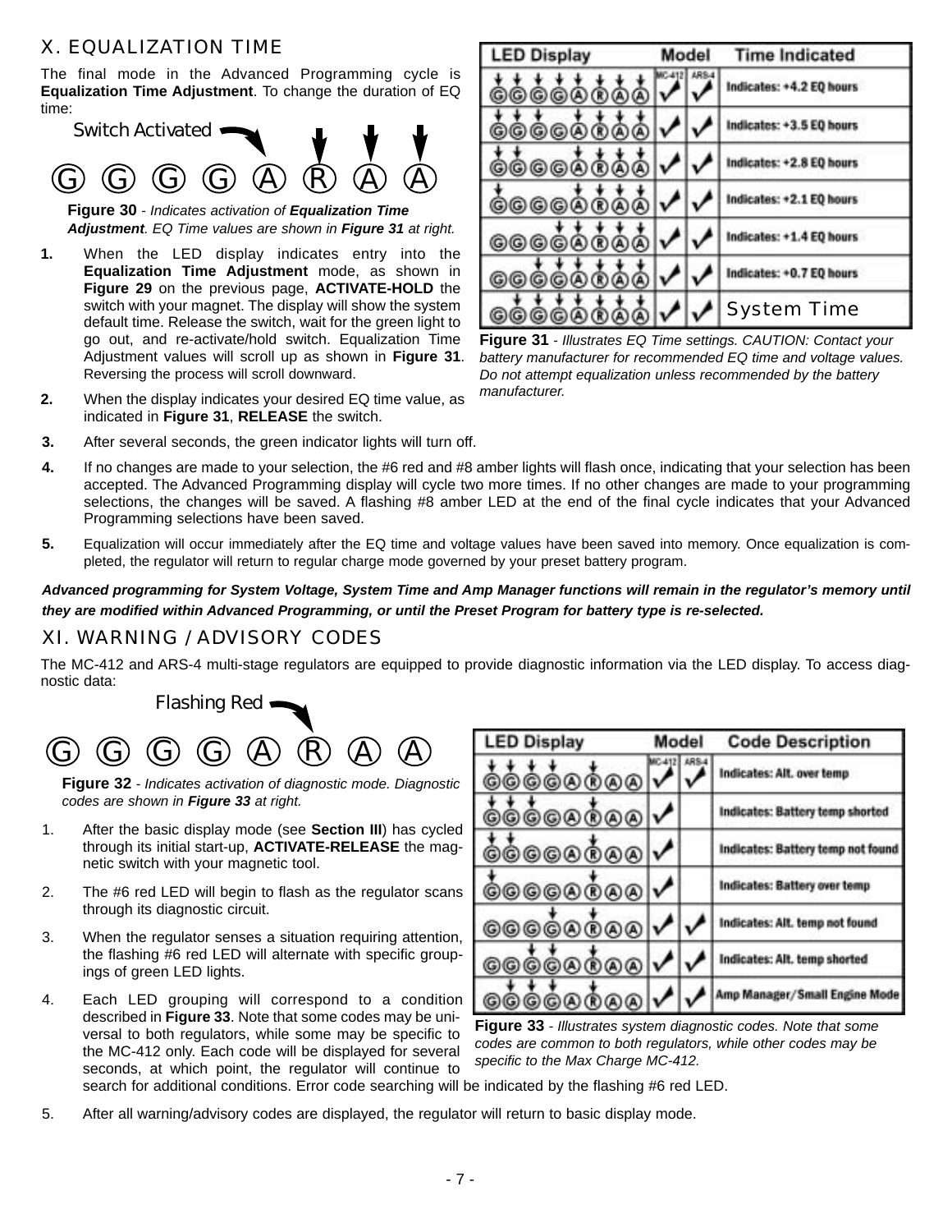## X. EQUALIZATION TIME

The final mode in the Advanced Programming cycle is **Equalization Time Adjustment**. To change the duration of EQ time:

Switch Activated

G G G G A R A A

**Figure 30** - *Indicates activation of **Equalization Time Adjustment**. EQ Time values are shown in **Figure 31** at right.*

**1.** When the LED display indicates entry into the **Equalization Time Adjustment** mode, as shown in **Figure 29** on the previous page, **ACTIVATE-HOLD** the switch with your magnet. The display will show the system default time. Release the switch, wait for the green light to go out, and re-activate/hold switch. Equalization Time Adjustment values will scroll up as shown in **Figure 31**. Reversing the process will scroll downward.

**2.** When the display indicates your desired EQ time value, as indicated in **Figure 31**, **RELEASE** the switch.

| LED Display | Model MC-412 | Model ARS-4 | Time Indicated |
|---|---|---|---|
| GGGGARAA | ✓ | ✓ | Indicates: +4.2 EQ hours |
| GGGGARAA | ✓ | ✓ | Indicates: +3.5 EQ hours |
| GGGGARAA | ✓ | ✓ | Indicates: +2.8 EQ hours |
| GGGGARAA | ✓ | ✓ | Indicates: +2.1 EQ hours |
| GGGGARAA | ✓ | ✓ | Indicates: +1.4 EQ hours |
| GGGGARAA | ✓ | ✓ | Indicates: +0.7 EQ hours |
| GGGGARAA | ✓ | ✓ | System Time |

**Figure 31** - *Illustrates EQ Time settings. CAUTION: Contact your battery manufacturer for recommended EQ time and voltage values. Do not attempt equalization unless recommended by the battery manufacturer.*

**3.** After several seconds, the green indicator lights will turn off.

**4.** If no changes are made to your selection, the #6 red and #8 amber lights will flash once, indicating that your selection has been accepted. The Advanced Programming display will cycle two more times. If no other changes are made to your programming selections, the changes will be saved. A flashing #8 amber LED at the end of the final cycle indicates that your Advanced Programming selections have been saved.

**5.** Equalization will occur immediately after the EQ time and voltage values have been saved into memory. Once equalization is completed, the regulator will return to regular charge mode governed by your preset battery program.

***Advanced programming for System Voltage, System Time and Amp Manager functions will remain in the regulator's memory until they are modified within Advanced Programming, or until the Preset Program for battery type is re-selected.***

## XI. WARNING / ADVISORY CODES

The MC-412 and ARS-4 multi-stage regulators are equipped to provide diagnostic information via the LED display. To access diagnostic data:

Flashing Red

G G G G A R A A

**Figure 32** - *Indicates activation of diagnostic mode. Diagnostic codes are shown in **Figure 33** at right.*

1. After the basic display mode (see **Section III**) has cycled through its initial start-up, **ACTIVATE-RELEASE** the magnetic switch with your magnetic tool.

2. The #6 red LED will begin to flash as the regulator scans through its diagnostic circuit.

3. When the regulator senses a situation requiring attention, the flashing #6 red LED will alternate with specific groupings of green LED lights.

4. Each LED grouping will correspond to a condition described in **Figure 33**. Note that some codes may be universal to both regulators, while some may be specific to the MC-412 only. Each code will be displayed for several seconds, at which point, the regulator will continue to search for additional conditions. Error code searching will be indicated by the flashing #6 red LED.

5. After all warning/advisory codes are displayed, the regulator will return to basic display mode.

| LED Display | Model MC-412 | Model ARS-4 | Code Description |
|---|---|---|---|
| GGGGARAA | ✓ | ✓ | Indicates: Alt. over temp |
| GGGGARAA | ✓ | | Indicates: Battery temp shorted |
| GGGGARAA | ✓ | | Indicates: Battery temp not found |
| GGGGARAA | ✓ | | Indicates: Battery over temp |
| GGGGARAA | ✓ | ✓ | Indicates: Alt. temp not found |
| GGGGARAA | ✓ | ✓ | Indicates: Alt. temp shorted |
| GGGGARAA | ✓ | ✓ | Amp Manager/Small Engine Mode |

**Figure 33** - *Illustrates system diagnostic codes. Note that some codes are common to both regulators, while other codes may be specific to the Max Charge MC-412.*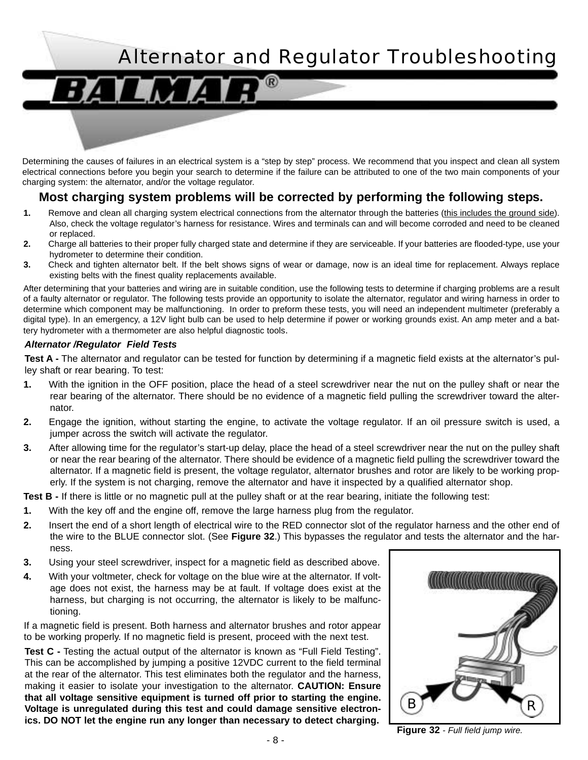# Alternator and Regulator Troubleshooting

Determining the causes of failures in an electrical system is a “step by step” process. We recommend that you inspect and clean all system electrical connections before you begin your search to determine if the failure can be attributed to one of the two main components of your charging system: the alternator, and/or the voltage regulator.

## Most charging system problems will be corrected by performing the following steps.

1. Remove and clean all charging system electrical connections from the alternator through the batteries (this includes the ground side). Also, check the voltage regulator’s harness for resistance. Wires and terminals can and will become corroded and need to be cleaned or replaced.
2. Charge all batteries to their proper fully charged state and determine if they are serviceable. If your batteries are flooded-type, use your hydrometer to determine their condition.
3. Check and tighten alternator belt. If the belt shows signs of wear or damage, now is an ideal time for replacement. Always replace existing belts with the finest quality replacements available.

After determining that your batteries and wiring are in suitable condition, use the following tests to determine if charging problems are a result of a faulty alternator or regulator. The following tests provide an opportunity to isolate the alternator, regulator and wiring harness in order to determine which component may be malfunctioning. In order to preform these tests, you will need an independent multimeter (preferably a digital type). In an emergency, a 12V light bulb can be used to help determine if power or working grounds exist. An amp meter and a battery hydrometer with a thermometer are also helpful diagnostic tools.

***Alternator /Regulator Field Tests***

**Test A -** The alternator and regulator can be tested for function by determining if a magnetic field exists at the alternator’s pulley shaft or rear bearing. To test:

1. With the ignition in the OFF position, place the head of a steel screwdriver near the nut on the pulley shaft or near the rear bearing of the alternator. There should be no evidence of a magnetic field pulling the screwdriver toward the alternator.
2. Engage the ignition, without starting the engine, to activate the voltage regulator. If an oil pressure switch is used, a jumper across the switch will activate the regulator.
3. After allowing time for the regulator’s start-up delay, place the head of a steel screwdriver near the nut on the pulley shaft or near the rear bearing of the alternator. There should be evidence of a magnetic field pulling the screwdriver toward the alternator. If a magnetic field is present, the voltage regulator, alternator brushes and rotor are likely to be working properly. If the system is not charging, remove the alternator and have it inspected by a qualified alternator shop.

**Test B -** If there is little or no magnetic pull at the pulley shaft or at the rear bearing, initiate the following test:

1. With the key off and the engine off, remove the large harness plug from the regulator.
2. Insert the end of a short length of electrical wire to the RED connector slot of the regulator harness and the other end of the wire to the BLUE connector slot. (See **Figure 32**.) This bypasses the regulator and tests the alternator and the harness.
3. Using your steel screwdriver, inspect for a magnetic field as described above.
4. With your voltmeter, check for voltage on the blue wire at the alternator. If voltage does not exist, the harness may be at fault. If voltage does exist at the harness, but charging is not occurring, the alternator is likely to be malfunctioning.

If a magnetic field is present. Both harness and alternator brushes and rotor appear to be working properly. If no magnetic field is present, proceed with the next test.

**Test C -** Testing the actual output of the alternator is known as “Full Field Testing”. This can be accomplished by jumping a positive 12VDC current to the field terminal at the rear of the alternator. This test eliminates both the regulator and the harness, making it easier to isolate your investigation to the alternator. **CAUTION: Ensure that all voltage sensitive equipment is turned off prior to starting the engine. Voltage is unregulated during this test and could damage sensitive electronics. DO NOT let the engine run any longer than necessary to detect charging.**

**Figure 32** - *Full field jump wire.*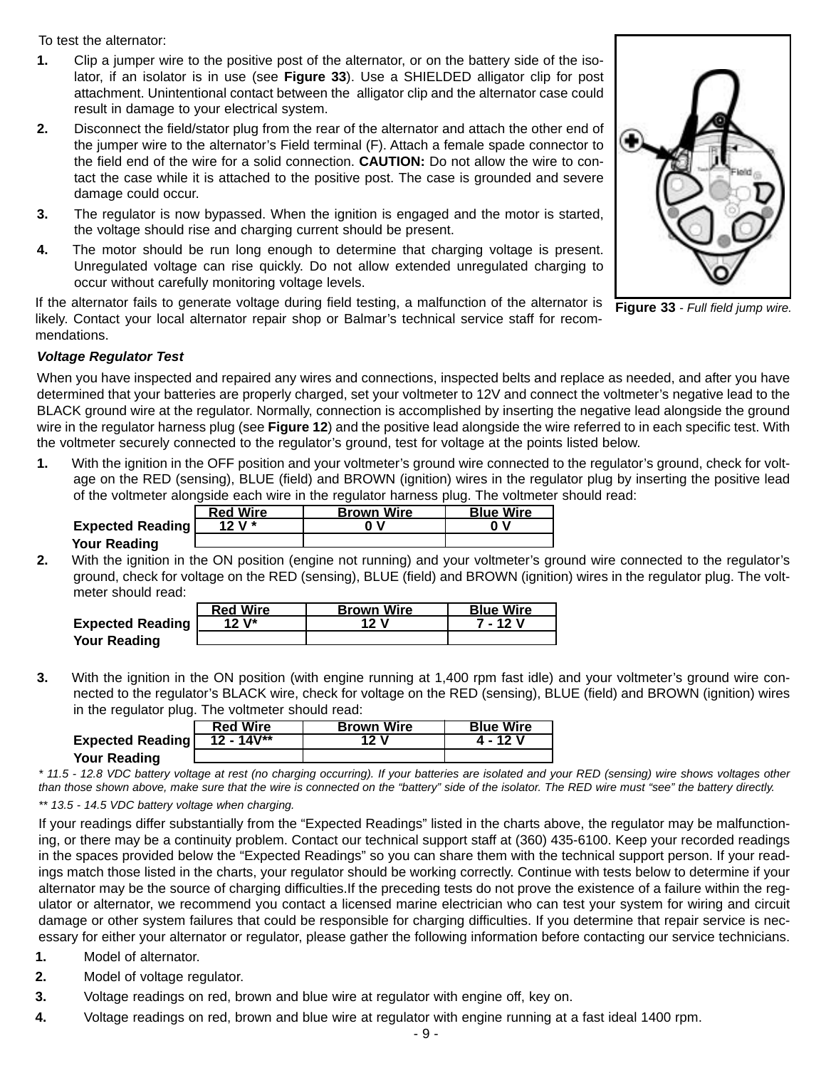To test the alternator:

1. Clip a jumper wire to the positive post of the alternator, or on the battery side of the isolator, if an isolator is in use (see **Figure 33**). Use a SHIELDED alligator clip for post attachment. Unintentional contact between the alligator clip and the alternator case could result in damage to your electrical system.
2. Disconnect the field/stator plug from the rear of the alternator and attach the other end of the jumper wire to the alternator's Field terminal (F). Attach a female spade connector to the field end of the wire for a solid connection. **CAUTION:** Do not allow the wire to contact the case while it is attached to the positive post. The case is grounded and severe damage could occur.
3. The regulator is now bypassed. When the ignition is engaged and the motor is started, the voltage should rise and charging current should be present.
4. The motor should be run long enough to determine that charging voltage is present. Unregulated voltage can rise quickly. Do not allow extended unregulated charging to occur without carefully monitoring voltage levels.

If the alternator fails to generate voltage during field testing, a malfunction of the alternator is likely. Contact your local alternator repair shop or Balmar's technical service staff for recommendations.

**Figure 33** - *Full field jump wire.*

***Voltage Regulator Test***

When you have inspected and repaired any wires and connections, inspected belts and replace as needed, and after you have determined that your batteries are properly charged, set your voltmeter to 12V and connect the voltmeter's negative lead to the BLACK ground wire at the regulator. Normally, connection is accomplished by inserting the negative lead alongside the ground wire in the regulator harness plug (see **Figure 12**) and the positive lead alongside the wire referred to in each specific test. With the voltmeter securely connected to the regulator's ground, test for voltage at the points listed below.

1. With the ignition in the OFF position and your voltmeter's ground wire connected to the regulator's ground, check for voltage on the RED (sensing), BLUE (field) and BROWN (ignition) wires in the regulator plug by inserting the positive lead of the voltmeter alongside each wire in the regulator harness plug. The voltmeter should read:

| | Red Wire | Brown Wire | Blue Wire |
|---|---|---|---|
| **Expected Reading** | 12 V * | 0 V | 0 V |
| **Your Reading** | | | |

2. With the ignition in the ON position (engine not running) and your voltmeter's ground wire connected to the regulator's ground, check for voltage on the RED (sensing), BLUE (field) and BROWN (ignition) wires in the regulator plug. The voltmeter should read:

| | Red Wire | Brown Wire | Blue Wire |
|---|---|---|---|
| **Expected Reading** | 12 V* | 12 V | 7 - 12 V |
| **Your Reading** | | | |

3. With the ignition in the ON position (with engine running at 1,400 rpm fast idle) and your voltmeter's ground wire connected to the regulator's BLACK wire, check for voltage on the RED (sensing), BLUE (field) and BROWN (ignition) wires in the regulator plug. The voltmeter should read:

| | Red Wire | Brown Wire | Blue Wire |
|---|---|---|---|
| **Expected Reading** | 12 - 14V** | 12 V | 4 - 12 V |
| **Your Reading** | | | |

*\* 11.5 - 12.8 VDC battery voltage at rest (no charging occurring). If your batteries are isolated and your RED (sensing) wire shows voltages other than those shown above, make sure that the wire is connected on the "battery" side of the isolator. The RED wire must "see" the battery directly.*

*\*\* 13.5 - 14.5 VDC battery voltage when charging.*

If your readings differ substantially from the "Expected Readings" listed in the charts above, the regulator may be malfunctioning, or there may be a continuity problem. Contact our technical support staff at (360) 435-6100. Keep your recorded readings in the spaces provided below the "Expected Readings" so you can share them with the technical support person. If your readings match those listed in the charts, your regulator should be working correctly. Continue with tests below to determine if your alternator may be the source of charging difficulties.If the preceding tests do not prove the existence of a failure within the regulator or alternator, we recommend you contact a licensed marine electrician who can test your system for wiring and circuit damage or other system failures that could be responsible for charging difficulties. If you determine that repair service is necessary for either your alternator or regulator, please gather the following information before contacting our service technicians.

1. Model of alternator.
2. Model of voltage regulator.
3. Voltage readings on red, brown and blue wire at regulator with engine off, key on.
4. Voltage readings on red, brown and blue wire at regulator with engine running at a fast ideal 1400 rpm.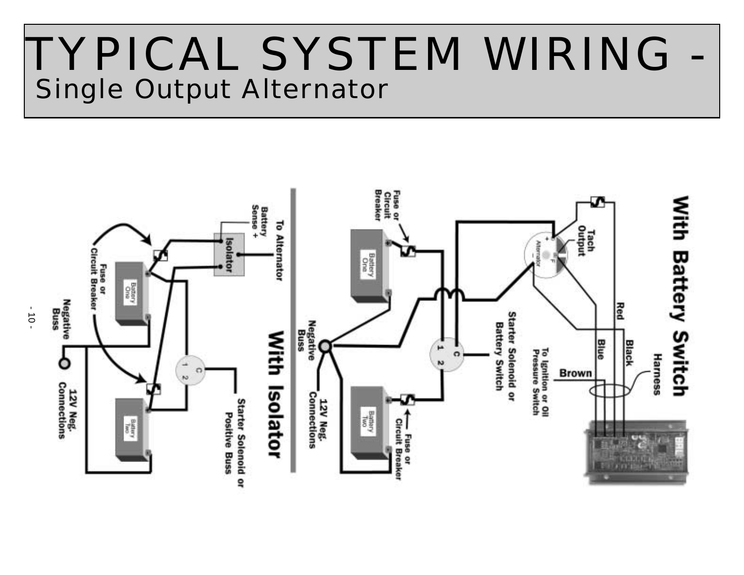# TYPICAL SYSTEM WIRING - Single Output Alternator

With Battery Switch

Tach Output

Red

Black

Blue

Brown

Harness

To Ignition or Oil Pressure Switch

Starter Solenoid or Battery Switch

Fuse or Circuit Breaker

Battery One

Battery Two

Fuse or Circuit Breaker

Negative Buss

12V Neg. Connections

With Isolator

To Alternator

Battery Sense +

Isolator

Fuse or Circuit Breaker

Battery One

Battery Two

Negative Buss

12V Neg. Connections

Starter Solenoid or Positive Buss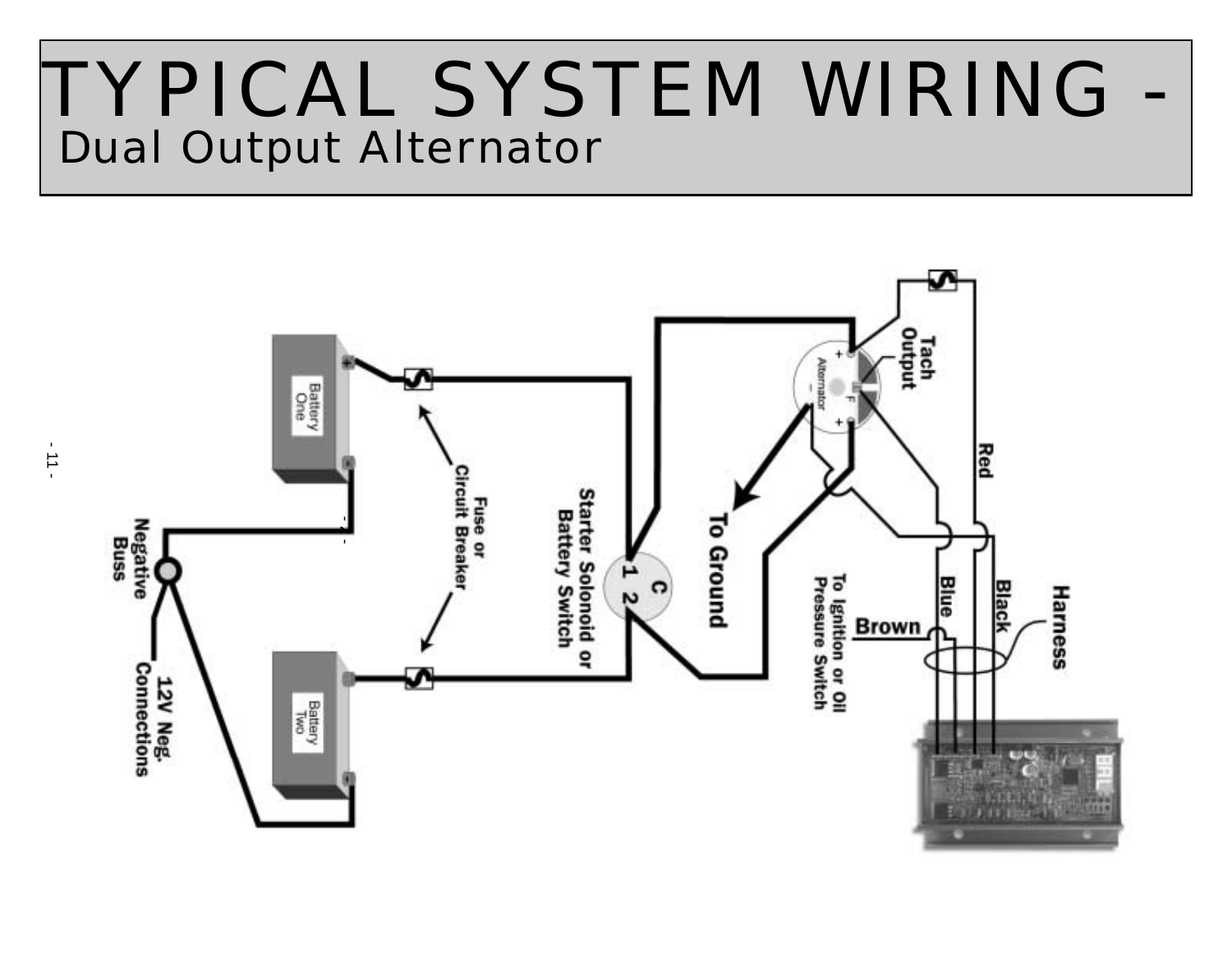# TYPICAL SYSTEM WIRING - Dual Output Alternator

Battery One

Battery Two

Fuse or Circuit Breaker

Starter Solonoid or Battery Switch

C 1 2

Negative Buss

12V Neg. Connections

Alternator

Tach Output

To Ground

To Ignition or Oil Pressure Switch

Brown

Blue

Black

Red

Harness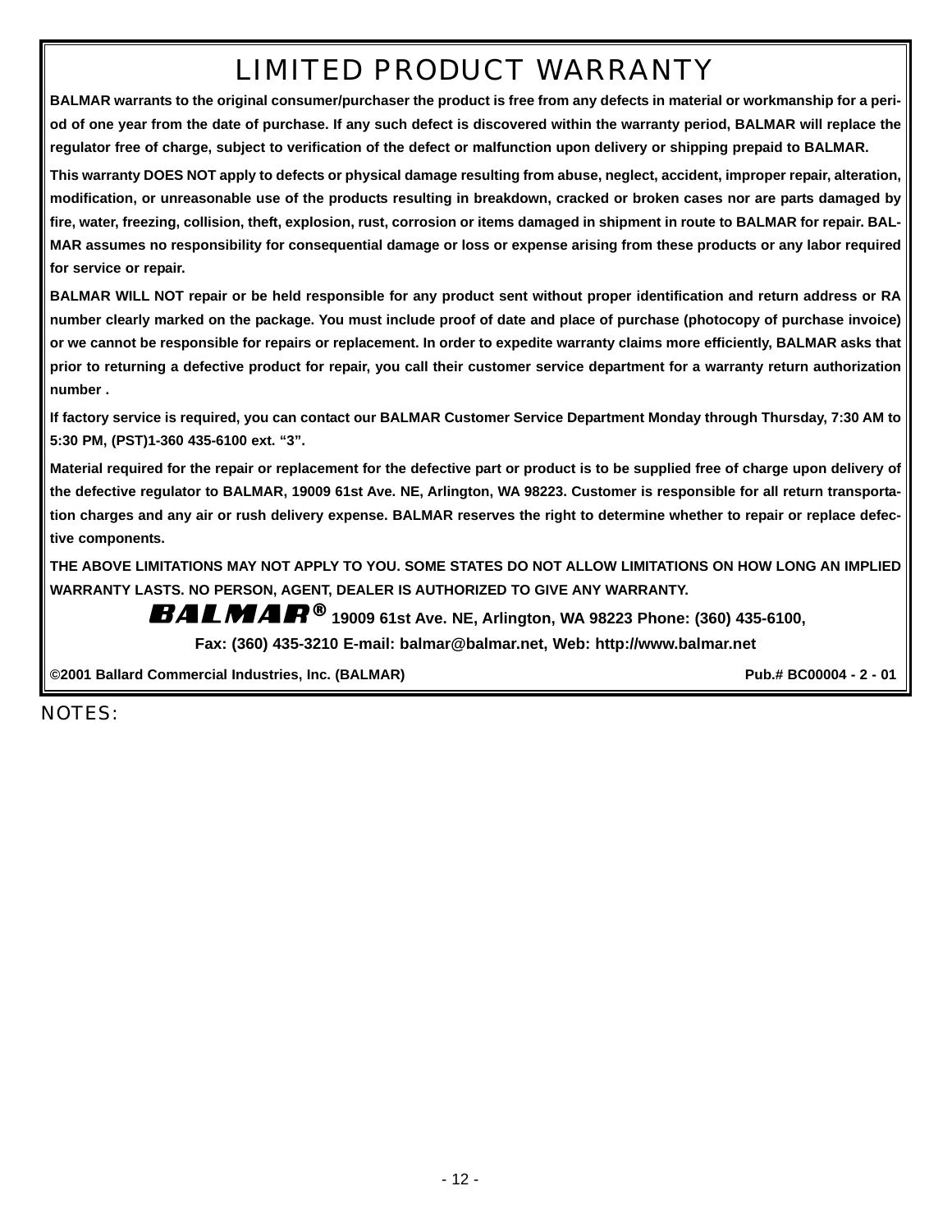# LIMITED PRODUCT WARRANTY

**BALMAR warrants to the original consumer/purchaser the product is free from any defects in material or workmanship for a period of one year from the date of purchase. If any such defect is discovered within the warranty period, BALMAR will replace the regulator free of charge, subject to verification of the defect or malfunction upon delivery or shipping prepaid to BALMAR.**

**This warranty DOES NOT apply to defects or physical damage resulting from abuse, neglect, accident, improper repair, alteration, modification, or unreasonable use of the products resulting in breakdown, cracked or broken cases nor are parts damaged by fire, water, freezing, collision, theft, explosion, rust, corrosion or items damaged in shipment in route to BALMAR for repair. BALMAR assumes no responsibility for consequential damage or loss or expense arising from these products or any labor required for service or repair.**

**BALMAR WILL NOT repair or be held responsible for any product sent without proper identification and return address or RA number clearly marked on the package. You must include proof of date and place of purchase (photocopy of purchase invoice) or we cannot be responsible for repairs or replacement. In order to expedite warranty claims more efficiently, BALMAR asks that prior to returning a defective product for repair, you call their customer service department for a warranty return authorization number .**

**If factory service is required, you can contact our BALMAR Customer Service Department Monday through Thursday, 7:30 AM to 5:30 PM, (PST)1-360 435-6100 ext. "3".**

**Material required for the repair or replacement for the defective part or product is to be supplied free of charge upon delivery of the defective regulator to BALMAR, 19009 61st Ave. NE, Arlington, WA 98223. Customer is responsible for all return transportation charges and any air or rush delivery expense. BALMAR reserves the right to determine whether to repair or replace defective components.**

**THE ABOVE LIMITATIONS MAY NOT APPLY TO YOU. SOME STATES DO NOT ALLOW LIMITATIONS ON HOW LONG AN IMPLIED WARRANTY LASTS. NO PERSON, AGENT, DEALER IS AUTHORIZED TO GIVE ANY WARRANTY.**

**BALMAR® 19009 61st Ave. NE, Arlington, WA 98223 Phone: (360) 435-6100,**

**Fax: (360) 435-3210 E-mail: balmar@balmar.net, Web: http://www.balmar.net**

**©2001 Ballard Commercial Industries, Inc. (BALMAR)** **Pub.# BC00004 - 2 - 01**

NOTES: